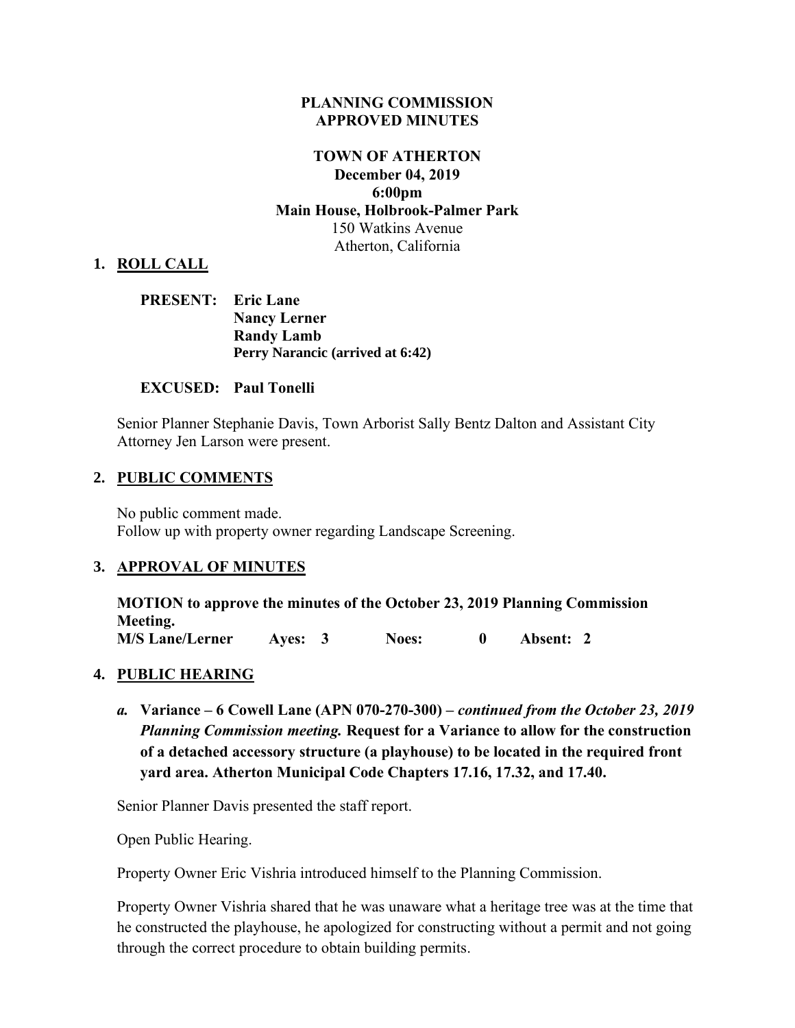**PLANNING COMMISSION**
**APPROVED MINUTES**

**TOWN OF ATHERTON**
**December 04, 2019**
**6:00pm**
**Main House, Holbrook-Palmer Park**
150 Watkins Avenue
Atherton, California

## 1. ROLL CALL

**PRESENT:** **Eric Lane**
**Nancy Lerner**
**Randy Lamb**
**Perry Narancic (arrived at 6:42)**

**EXCUSED:** **Paul Tonelli**

Senior Planner Stephanie Davis, Town Arborist Sally Bentz Dalton and Assistant City Attorney Jen Larson were present.

## 2. PUBLIC COMMENTS

No public comment made.
Follow up with property owner regarding Landscape Screening.

## 3. APPROVAL OF MINUTES

**MOTION to approve the minutes of the October 23, 2019 Planning Commission Meeting.**
**M/S Lane/Lerner Ayes: 3 Noes: 0 Absent: 2**

## 4. PUBLIC HEARING

***a.*** **Variance – 6 Cowell Lane (APN 070-270-300) –** ***continued from the October 23, 2019 Planning Commission meeting.*** **Request for a Variance to allow for the construction of a detached accessory structure (a playhouse) to be located in the required front yard area. Atherton Municipal Code Chapters 17.16, 17.32, and 17.40.**

Senior Planner Davis presented the staff report.

Open Public Hearing.

Property Owner Eric Vishria introduced himself to the Planning Commission.

Property Owner Vishria shared that he was unaware what a heritage tree was at the time that he constructed the playhouse, he apologized for constructing without a permit and not going through the correct procedure to obtain building permits.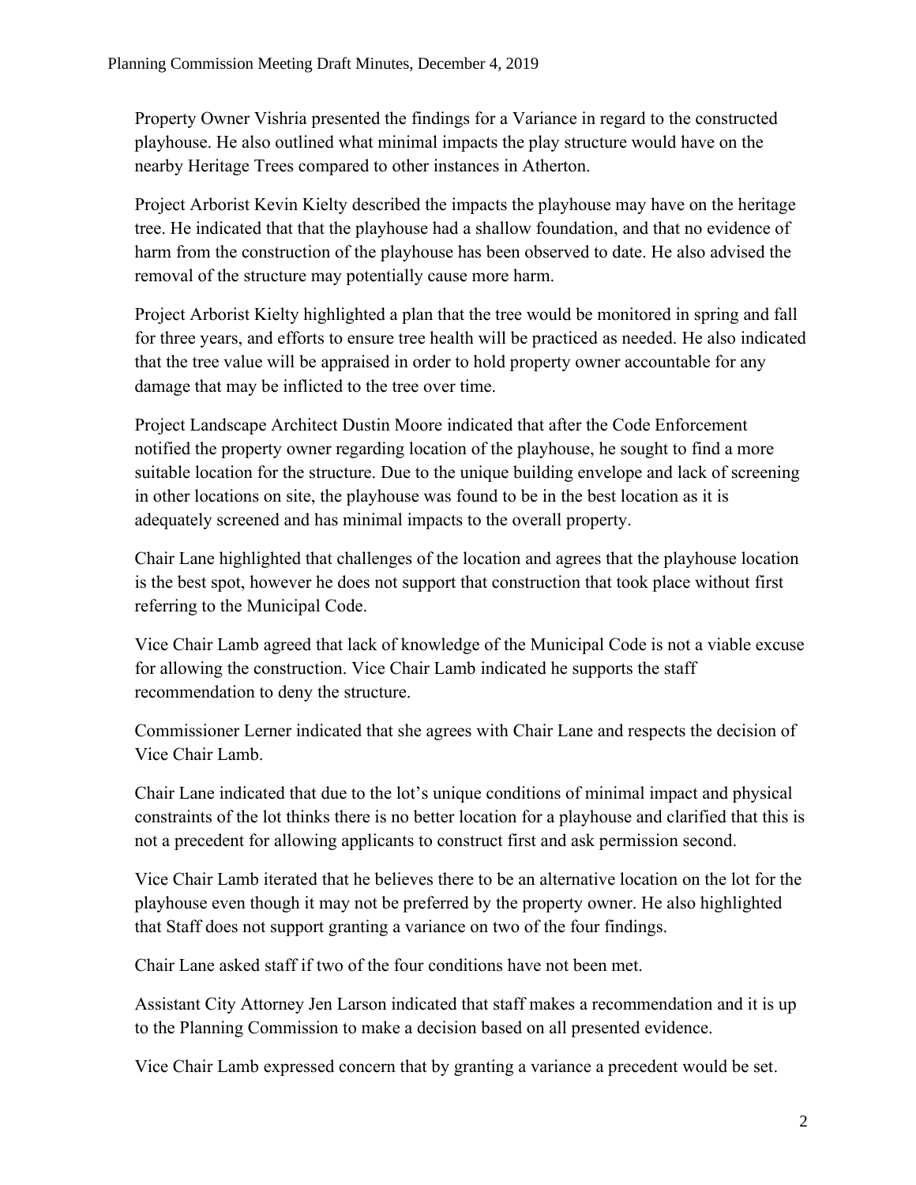Property Owner Vishria presented the findings for a Variance in regard to the constructed playhouse. He also outlined what minimal impacts the play structure would have on the nearby Heritage Trees compared to other instances in Atherton.

Project Arborist Kevin Kielty described the impacts the playhouse may have on the heritage tree. He indicated that that the playhouse had a shallow foundation, and that no evidence of harm from the construction of the playhouse has been observed to date. He also advised the removal of the structure may potentially cause more harm.

Project Arborist Kielty highlighted a plan that the tree would be monitored in spring and fall for three years, and efforts to ensure tree health will be practiced as needed. He also indicated that the tree value will be appraised in order to hold property owner accountable for any damage that may be inflicted to the tree over time.

Project Landscape Architect Dustin Moore indicated that after the Code Enforcement notified the property owner regarding location of the playhouse, he sought to find a more suitable location for the structure. Due to the unique building envelope and lack of screening in other locations on site, the playhouse was found to be in the best location as it is adequately screened and has minimal impacts to the overall property.

Chair Lane highlighted that challenges of the location and agrees that the playhouse location is the best spot, however he does not support that construction that took place without first referring to the Municipal Code.

Vice Chair Lamb agreed that lack of knowledge of the Municipal Code is not a viable excuse for allowing the construction. Vice Chair Lamb indicated he supports the staff recommendation to deny the structure.

Commissioner Lerner indicated that she agrees with Chair Lane and respects the decision of Vice Chair Lamb.

Chair Lane indicated that due to the lot's unique conditions of minimal impact and physical constraints of the lot thinks there is no better location for a playhouse and clarified that this is not a precedent for allowing applicants to construct first and ask permission second.

Vice Chair Lamb iterated that he believes there to be an alternative location on the lot for the playhouse even though it may not be preferred by the property owner. He also highlighted that Staff does not support granting a variance on two of the four findings.

Chair Lane asked staff if two of the four conditions have not been met.

Assistant City Attorney Jen Larson indicated that staff makes a recommendation and it is up to the Planning Commission to make a decision based on all presented evidence.

Vice Chair Lamb expressed concern that by granting a variance a precedent would be set.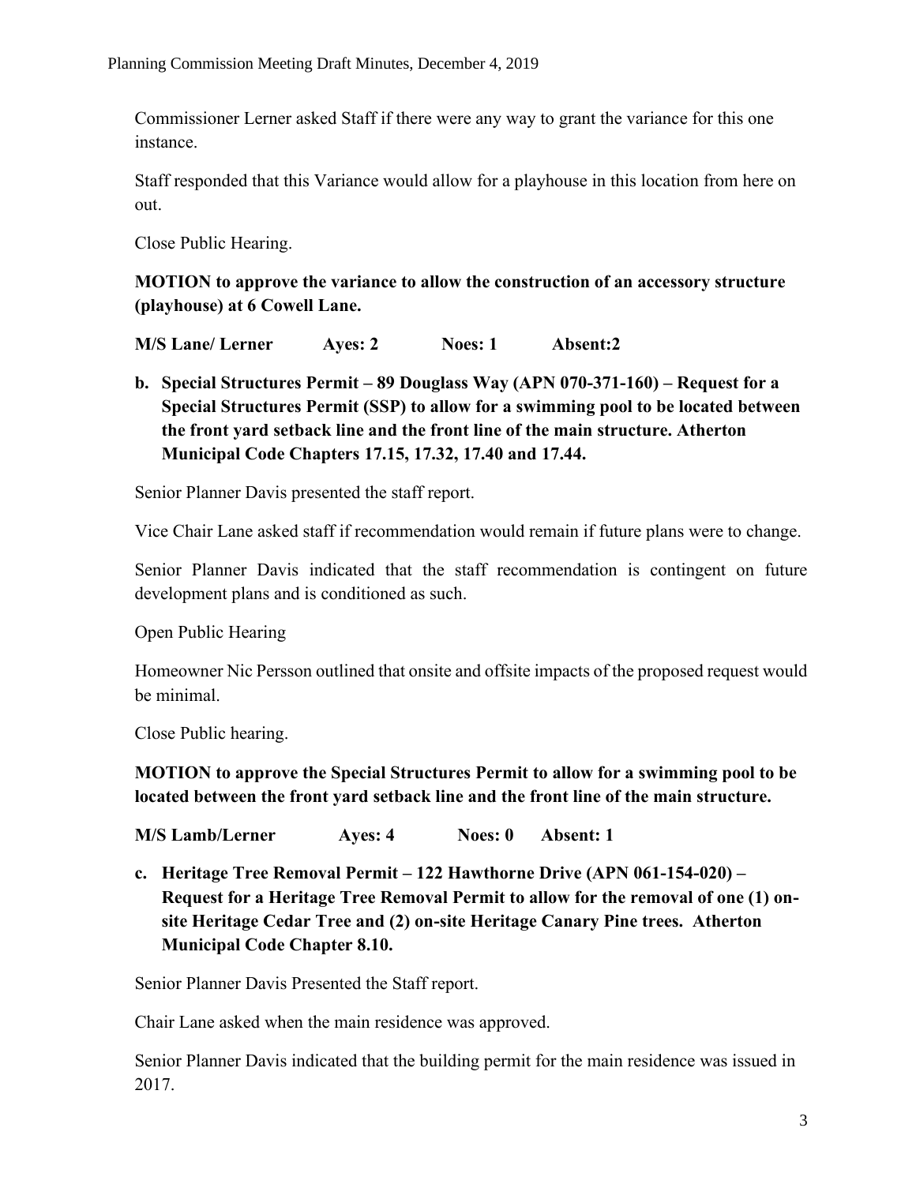Commissioner Lerner asked Staff if there were any way to grant the variance for this one instance.

Staff responded that this Variance would allow for a playhouse in this location from here on out.

Close Public Hearing.

**MOTION to approve the variance to allow the construction of an accessory structure (playhouse) at 6 Cowell Lane.**

**M/S Lane/ Lerner Ayes: 2 Noes: 1 Absent:2**

**b. Special Structures Permit – 89 Douglass Way (APN 070-371-160) – Request for a Special Structures Permit (SSP) to allow for a swimming pool to be located between the front yard setback line and the front line of the main structure. Atherton Municipal Code Chapters 17.15, 17.32, 17.40 and 17.44.**

Senior Planner Davis presented the staff report.

Vice Chair Lane asked staff if recommendation would remain if future plans were to change.

Senior Planner Davis indicated that the staff recommendation is contingent on future development plans and is conditioned as such.

Open Public Hearing

Homeowner Nic Persson outlined that onsite and offsite impacts of the proposed request would be minimal.

Close Public hearing.

**MOTION to approve the Special Structures Permit to allow for a swimming pool to be located between the front yard setback line and the front line of the main structure.**

**M/S Lamb/Lerner Ayes: 4 Noes: 0 Absent: 1**

**c. Heritage Tree Removal Permit – 122 Hawthorne Drive (APN 061-154-020) – Request for a Heritage Tree Removal Permit to allow for the removal of one (1) on-site Heritage Cedar Tree and (2) on-site Heritage Canary Pine trees. Atherton Municipal Code Chapter 8.10.**

Senior Planner Davis Presented the Staff report.

Chair Lane asked when the main residence was approved.

Senior Planner Davis indicated that the building permit for the main residence was issued in 2017.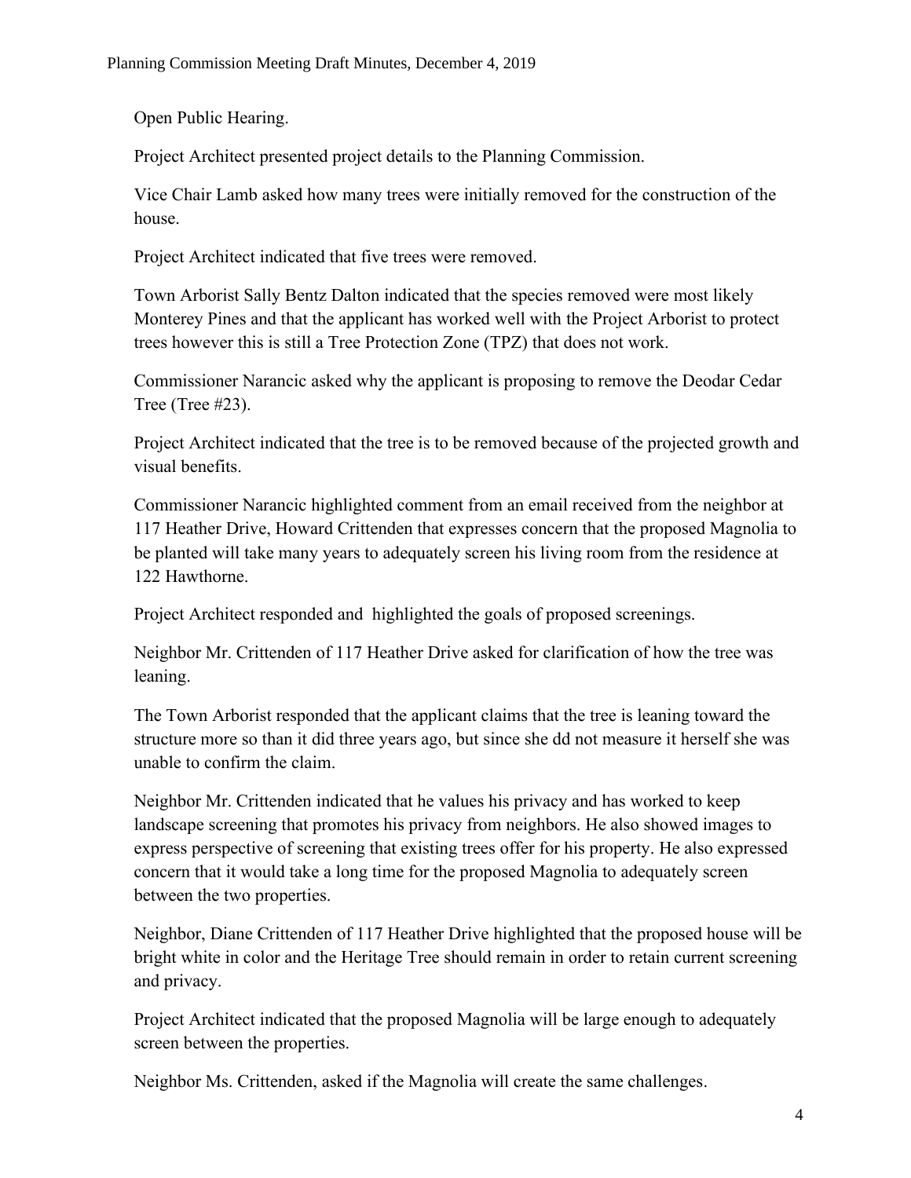Open Public Hearing.

Project Architect presented project details to the Planning Commission.

Vice Chair Lamb asked how many trees were initially removed for the construction of the house.

Project Architect indicated that five trees were removed.

Town Arborist Sally Bentz Dalton indicated that the species removed were most likely Monterey Pines and that the applicant has worked well with the Project Arborist to protect trees however this is still a Tree Protection Zone (TPZ) that does not work.

Commissioner Narancic asked why the applicant is proposing to remove the Deodar Cedar Tree (Tree #23).

Project Architect indicated that the tree is to be removed because of the projected growth and visual benefits.

Commissioner Narancic highlighted comment from an email received from the neighbor at 117 Heather Drive, Howard Crittenden that expresses concern that the proposed Magnolia to be planted will take many years to adequately screen his living room from the residence at 122 Hawthorne.

Project Architect responded and highlighted the goals of proposed screenings.

Neighbor Mr. Crittenden of 117 Heather Drive asked for clarification of how the tree was leaning.

The Town Arborist responded that the applicant claims that the tree is leaning toward the structure more so than it did three years ago, but since she dd not measure it herself she was unable to confirm the claim.

Neighbor Mr. Crittenden indicated that he values his privacy and has worked to keep landscape screening that promotes his privacy from neighbors. He also showed images to express perspective of screening that existing trees offer for his property. He also expressed concern that it would take a long time for the proposed Magnolia to adequately screen between the two properties.

Neighbor, Diane Crittenden of 117 Heather Drive highlighted that the proposed house will be bright white in color and the Heritage Tree should remain in order to retain current screening and privacy.

Project Architect indicated that the proposed Magnolia will be large enough to adequately screen between the properties.

Neighbor Ms. Crittenden, asked if the Magnolia will create the same challenges.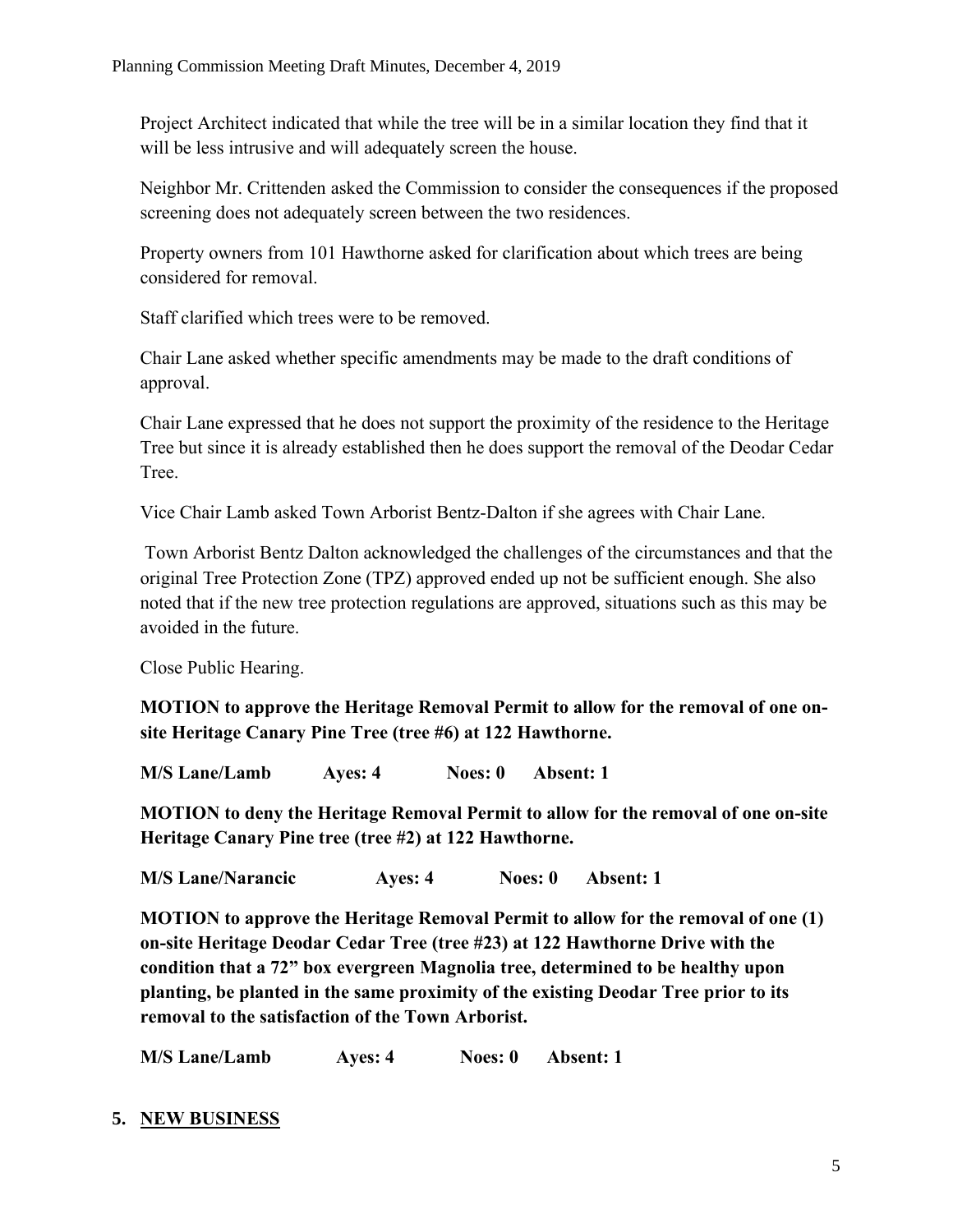Project Architect indicated that while the tree will be in a similar location they find that it will be less intrusive and will adequately screen the house.

Neighbor Mr. Crittenden asked the Commission to consider the consequences if the proposed screening does not adequately screen between the two residences.

Property owners from 101 Hawthorne asked for clarification about which trees are being considered for removal.

Staff clarified which trees were to be removed.

Chair Lane asked whether specific amendments may be made to the draft conditions of approval.

Chair Lane expressed that he does not support the proximity of the residence to the Heritage Tree but since it is already established then he does support the removal of the Deodar Cedar Tree.

Vice Chair Lamb asked Town Arborist Bentz-Dalton if she agrees with Chair Lane.

Town Arborist Bentz Dalton acknowledged the challenges of the circumstances and that the original Tree Protection Zone (TPZ) approved ended up not be sufficient enough. She also noted that if the new tree protection regulations are approved, situations such as this may be avoided in the future.

Close Public Hearing.

**MOTION to approve the Heritage Removal Permit to allow for the removal of one on-site Heritage Canary Pine Tree (tree #6) at 122 Hawthorne.**

**M/S Lane/Lamb Ayes: 4 Noes: 0 Absent: 1**

**MOTION to deny the Heritage Removal Permit to allow for the removal of one on-site Heritage Canary Pine tree (tree #2) at 122 Hawthorne.**

**M/S Lane/Narancic Ayes: 4 Noes: 0 Absent: 1**

**MOTION to approve the Heritage Removal Permit to allow for the removal of one (1) on-site Heritage Deodar Cedar Tree (tree #23) at 122 Hawthorne Drive with the condition that a 72" box evergreen Magnolia tree, determined to be healthy upon planting, be planted in the same proximity of the existing Deodar Tree prior to its removal to the satisfaction of the Town Arborist.**

**M/S Lane/Lamb Ayes: 4 Noes: 0 Absent: 1**

## 5. NEW BUSINESS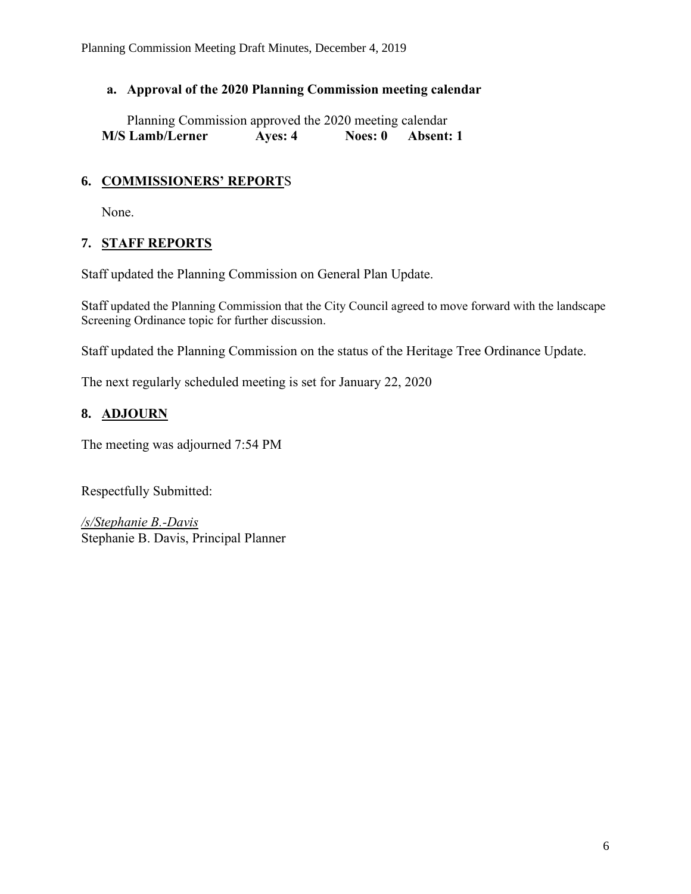**a. Approval of the 2020 Planning Commission meeting calendar**

Planning Commission approved the 2020 meeting calendar
**M/S Lamb/Lerner Ayes: 4 Noes: 0 Absent: 1**

## 6. COMMISSIONERS' REPORTS

None.

## 7. STAFF REPORTS

Staff updated the Planning Commission on General Plan Update.

Staff updated the Planning Commission that the City Council agreed to move forward with the landscape Screening Ordinance topic for further discussion.

Staff updated the Planning Commission on the status of the Heritage Tree Ordinance Update.

The next regularly scheduled meeting is set for January 22, 2020

## 8. ADJOURN

The meeting was adjourned 7:54 PM

Respectfully Submitted:

*/s/Stephanie B.-Davis*
Stephanie B. Davis, Principal Planner